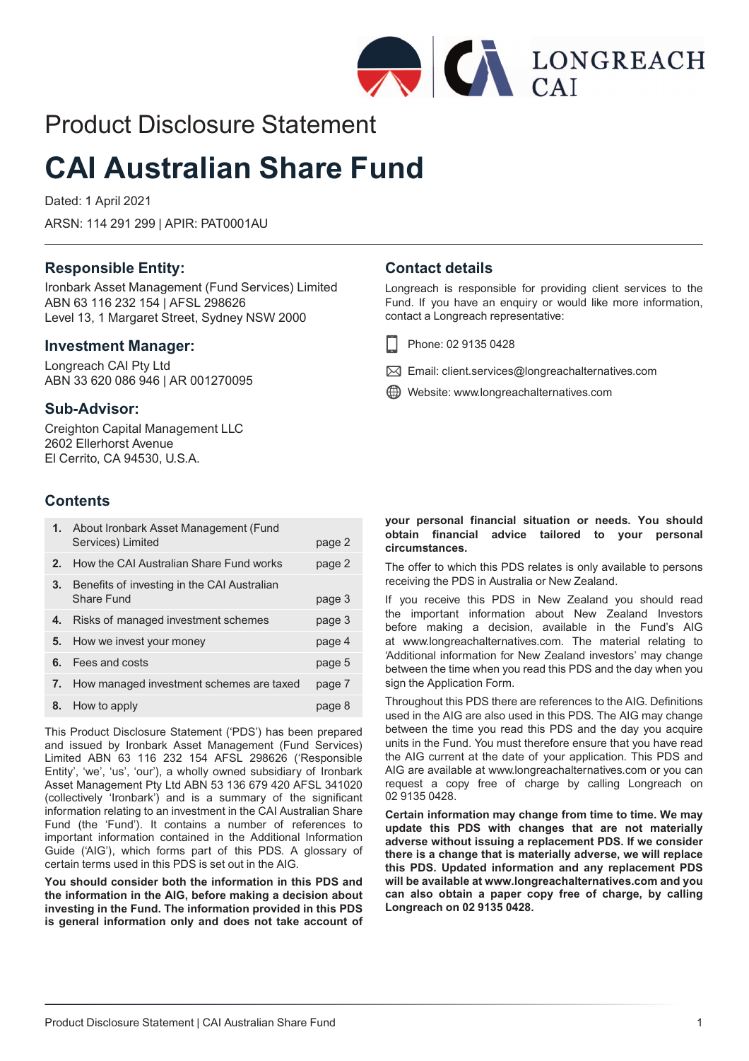LONGREACH CAI

# Product Disclosure Statement

# CAI Australian Share Fund

Dated: 1 April 2021

ARSN: 114 291 299 | APIR: PAT0001AU

### Responsible Entity:

Ironbark Asset Management (Fund Services) Limited
ABN 63 116 232 154 | AFSL 298626
Level 13, 1 Margaret Street, Sydney NSW 2000

### Investment Manager:

Longreach CAI Pty Ltd
ABN 33 620 086 946 | AR 001270095

### Sub-Advisor:

Creighton Capital Management LLC
2602 Ellerhorst Avenue
El Cerrito, CA 94530, U.S.A.

### Contact details

Longreach is responsible for providing client services to the Fund. If you have an enquiry or would like more information, contact a Longreach representative:

Phone: 02 9135 0428

Email: client.services@longreachalternatives.com

Website: www.longreachalternatives.com

### Contents

| | | |
|---|---|---|
| **1.** | About Ironbark Asset Management (Fund Services) Limited | page 2 |
| **2.** | How the CAI Australian Share Fund works | page 2 |
| **3.** | Benefits of investing in the CAI Australian Share Fund | page 3 |
| **4.** | Risks of managed investment schemes | page 3 |
| **5.** | How we invest your money | page 4 |
| **6.** | Fees and costs | page 5 |
| **7.** | How managed investment schemes are taxed | page 7 |
| **8.** | How to apply | page 8 |

This Product Disclosure Statement ('PDS') has been prepared and issued by Ironbark Asset Management (Fund Services) Limited ABN 63 116 232 154 AFSL 298626 ('Responsible Entity', 'we', 'us', 'our'), a wholly owned subsidiary of Ironbark Asset Management Pty Ltd ABN 53 136 679 420 AFSL 341020 (collectively 'Ironbark') and is a summary of the significant information relating to an investment in the CAI Australian Share Fund (the 'Fund'). It contains a number of references to important information contained in the Additional Information Guide ('AIG'), which forms part of this PDS. A glossary of certain terms used in this PDS is set out in the AIG.

**You should consider both the information in this PDS and the information in the AIG, before making a decision about investing in the Fund. The information provided in this PDS is general information only and does not take account of your personal financial situation or needs. You should obtain financial advice tailored to your personal circumstances.**

The offer to which this PDS relates is only available to persons receiving the PDS in Australia or New Zealand.

If you receive this PDS in New Zealand you should read the important information about New Zealand Investors before making a decision, available in the Fund's AIG at www.longreachalternatives.com. The material relating to 'Additional information for New Zealand investors' may change between the time when you read this PDS and the day when you sign the Application Form.

Throughout this PDS there are references to the AIG. Definitions used in the AIG are also used in this PDS. The AIG may change between the time you read this PDS and the day you acquire units in the Fund. You must therefore ensure that you have read the AIG current at the date of your application. This PDS and AIG are available at www.longreachalternatives.com or you can request a copy free of charge by calling Longreach on 02 9135 0428.

**Certain information may change from time to time. We may update this PDS with changes that are not materially adverse without issuing a replacement PDS. If we consider there is a change that is materially adverse, we will replace this PDS. Updated information and any replacement PDS will be available at www.longreachalternatives.com and you can also obtain a paper copy free of charge, by calling Longreach on 02 9135 0428.**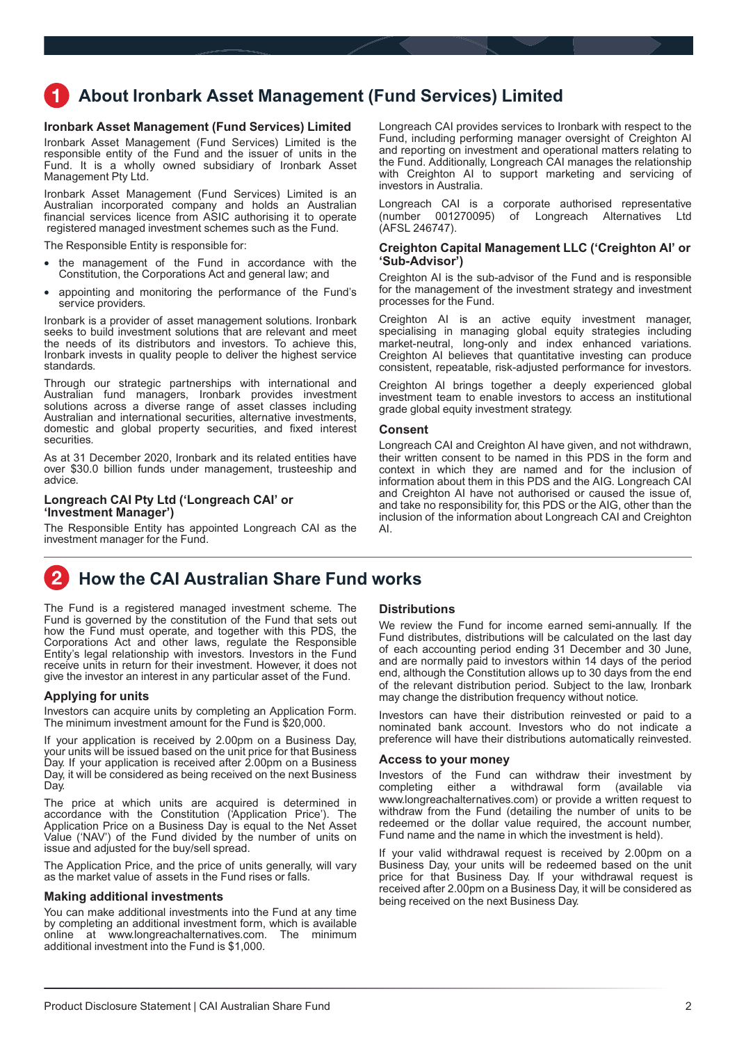# 1 About Ironbark Asset Management (Fund Services) Limited

### Ironbark Asset Management (Fund Services) Limited

Ironbark Asset Management (Fund Services) Limited is the responsible entity of the Fund and the issuer of units in the Fund. It is a wholly owned subsidiary of Ironbark Asset Management Pty Ltd.

Ironbark Asset Management (Fund Services) Limited is an Australian incorporated company and holds an Australian financial services licence from ASIC authorising it to operate registered managed investment schemes such as the Fund.

The Responsible Entity is responsible for:

- the management of the Fund in accordance with the Constitution, the Corporations Act and general law; and
- appointing and monitoring the performance of the Fund's service providers.

Ironbark is a provider of asset management solutions. Ironbark seeks to build investment solutions that are relevant and meet the needs of its distributors and investors. To achieve this, Ironbark invests in quality people to deliver the highest service standards.

Through our strategic partnerships with international and Australian fund managers, Ironbark provides investment solutions across a diverse range of asset classes including Australian and international securities, alternative investments, domestic and global property securities, and fixed interest securities.

As at 31 December 2020, Ironbark and its related entities have over $30.0 billion funds under management, trusteeship and advice.

### Longreach CAI Pty Ltd ('Longreach CAI' or 'Investment Manager')

The Responsible Entity has appointed Longreach CAI as the investment manager for the Fund.

Longreach CAI provides services to Ironbark with respect to the Fund, including performing manager oversight of Creighton AI and reporting on investment and operational matters relating to the Fund. Additionally, Longreach CAI manages the relationship with Creighton AI to support marketing and servicing of investors in Australia.

Longreach CAI is a corporate authorised representative (number 001270095) of Longreach Alternatives Ltd (AFSL 246747).

### Creighton Capital Management LLC ('Creighton AI' or 'Sub-Advisor')

Creighton AI is the sub-advisor of the Fund and is responsible for the management of the investment strategy and investment processes for the Fund.

Creighton AI is an active equity investment manager, specialising in managing global equity strategies including market-neutral, long-only and index enhanced variations. Creighton AI believes that quantitative investing can produce consistent, repeatable, risk-adjusted performance for investors.

Creighton AI brings together a deeply experienced global investment team to enable investors to access an institutional grade global equity investment strategy.

### Consent

Longreach CAI and Creighton AI have given, and not withdrawn, their written consent to be named in this PDS in the form and context in which they are named and for the inclusion of information about them in this PDS and the AIG. Longreach CAI and Creighton AI have not authorised or caused the issue of, and take no responsibility for, this PDS or the AIG, other than the inclusion of the information about Longreach CAI and Creighton AI.

# 2 How the CAI Australian Share Fund works

The Fund is a registered managed investment scheme. The Fund is governed by the constitution of the Fund that sets out how the Fund must operate, and together with this PDS, the Corporations Act and other laws, regulate the Responsible Entity's legal relationship with investors. Investors in the Fund receive units in return for their investment. However, it does not give the investor an interest in any particular asset of the Fund.

### Applying for units

Investors can acquire units by completing an Application Form. The minimum investment amount for the Fund is $20,000.

If your application is received by 2.00pm on a Business Day, your units will be issued based on the unit price for that Business Day. If your application is received after 2.00pm on a Business Day, it will be considered as being received on the next Business Day.

The price at which units are acquired is determined in accordance with the Constitution ('Application Price'). The Application Price on a Business Day is equal to the Net Asset Value ('NAV') of the Fund divided by the number of units on issue and adjusted for the buy/sell spread.

The Application Price, and the price of units generally, will vary as the market value of assets in the Fund rises or falls.

### Making additional investments

You can make additional investments into the Fund at any time by completing an additional investment form, which is available online at www.longreachalternatives.com. The minimum additional investment into the Fund is $1,000.

### Distributions

We review the Fund for income earned semi-annually. If the Fund distributes, distributions will be calculated on the last day of each accounting period ending 31 December and 30 June, and are normally paid to investors within 14 days of the period end, although the Constitution allows up to 30 days from the end of the relevant distribution period. Subject to the law, Ironbark may change the distribution frequency without notice.

Investors can have their distribution reinvested or paid to a nominated bank account. Investors who do not indicate a preference will have their distributions automatically reinvested.

### Access to your money

Investors of the Fund can withdraw their investment by completing either a withdrawal form (available via www.longreachalternatives.com) or provide a written request to withdraw from the Fund (detailing the number of units to be redeemed or the dollar value required, the account number, Fund name and the name in which the investment is held).

If your valid withdrawal request is received by 2.00pm on a Business Day, your units will be redeemed based on the unit price for that Business Day. If your withdrawal request is received after 2.00pm on a Business Day, it will be considered as being received on the next Business Day.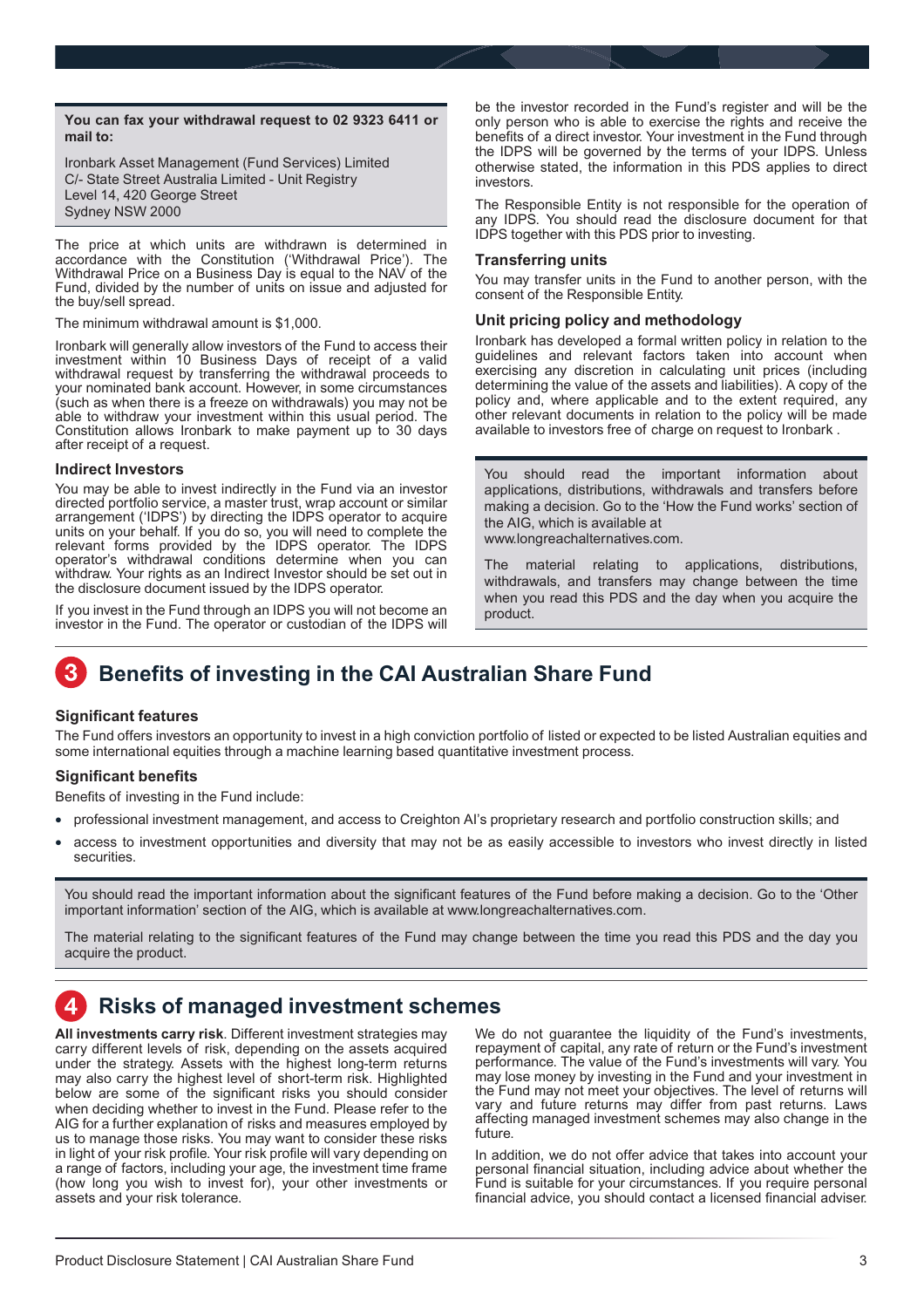**You can fax your withdrawal request to 02 9323 6411 or mail to:**

Ironbark Asset Management (Fund Services) Limited
C/- State Street Australia Limited - Unit Registry
Level 14, 420 George Street
Sydney NSW 2000

The price at which units are withdrawn is determined in accordance with the Constitution ('Withdrawal Price'). The Withdrawal Price on a Business Day is equal to the NAV of the Fund, divided by the number of units on issue and adjusted for the buy/sell spread.

The minimum withdrawal amount is $1,000.

Ironbark will generally allow investors of the Fund to access their investment within 10 Business Days of receipt of a valid withdrawal request by transferring the withdrawal proceeds to your nominated bank account. However, in some circumstances (such as when there is a freeze on withdrawals) you may not be able to withdraw your investment within this usual period. The Constitution allows Ironbark to make payment up to 30 days after receipt of a request.

### Indirect Investors

You may be able to invest indirectly in the Fund via an investor directed portfolio service, a master trust, wrap account or similar arrangement ('IDPS') by directing the IDPS operator to acquire units on your behalf. If you do so, you will need to complete the relevant forms provided by the IDPS operator. The IDPS operator's withdrawal conditions determine when you can withdraw. Your rights as an Indirect Investor should be set out in the disclosure document issued by the IDPS operator.

If you invest in the Fund through an IDPS you will not become an investor in the Fund. The operator or custodian of the IDPS will be the investor recorded in the Fund's register and will be the only person who is able to exercise the rights and receive the benefits of a direct investor. Your investment in the Fund through the IDPS will be governed by the terms of your IDPS. Unless otherwise stated, the information in this PDS applies to direct investors.

The Responsible Entity is not responsible for the operation of any IDPS. You should read the disclosure document for that IDPS together with this PDS prior to investing.

### Transferring units

You may transfer units in the Fund to another person, with the consent of the Responsible Entity.

### Unit pricing policy and methodology

Ironbark has developed a formal written policy in relation to the guidelines and relevant factors taken into account when exercising any discretion in calculating unit prices (including determining the value of the assets and liabilities). A copy of the policy and, where applicable and to the extent required, any other relevant documents in relation to the policy will be made available to investors free of charge on request to Ironbark .

You should read the important information about applications, distributions, withdrawals and transfers before making a decision. Go to the 'How the Fund works' section of the AIG, which is available at www.longreachalternatives.com.

The material relating to applications, distributions, withdrawals, and transfers may change between the time when you read this PDS and the day when you acquire the product.

## 3 Benefits of investing in the CAI Australian Share Fund

### Significant features

The Fund offers investors an opportunity to invest in a high conviction portfolio of listed or expected to be listed Australian equities and some international equities through a machine learning based quantitative investment process.

### Significant benefits

Benefits of investing in the Fund include:

- professional investment management, and access to Creighton AI's proprietary research and portfolio construction skills; and
- access to investment opportunities and diversity that may not be as easily accessible to investors who invest directly in listed securities.

You should read the important information about the significant features of the Fund before making a decision. Go to the 'Other important information' section of the AIG, which is available at www.longreachalternatives.com.

The material relating to the significant features of the Fund may change between the time you read this PDS and the day you acquire the product.

## 4 Risks of managed investment schemes

**All investments carry risk**. Different investment strategies may carry different levels of risk, depending on the assets acquired under the strategy. Assets with the highest long-term returns may also carry the highest level of short-term risk. Highlighted below are some of the significant risks you should consider when deciding whether to invest in the Fund. Please refer to the AIG for a further explanation of risks and measures employed by us to manage those risks. You may want to consider these risks in light of your risk profile. Your risk profile will vary depending on a range of factors, including your age, the investment time frame (how long you wish to invest for), your other investments or assets and your risk tolerance.

We do not guarantee the liquidity of the Fund's investments, repayment of capital, any rate of return or the Fund's investment performance. The value of the Fund's investments will vary. You may lose money by investing in the Fund and your investment in the Fund may not meet your objectives. The level of returns will vary and future returns may differ from past returns. Laws affecting managed investment schemes may also change in the future.

In addition, we do not offer advice that takes into account your personal financial situation, including advice about whether the Fund is suitable for your circumstances. If you require personal financial advice, you should contact a licensed financial adviser.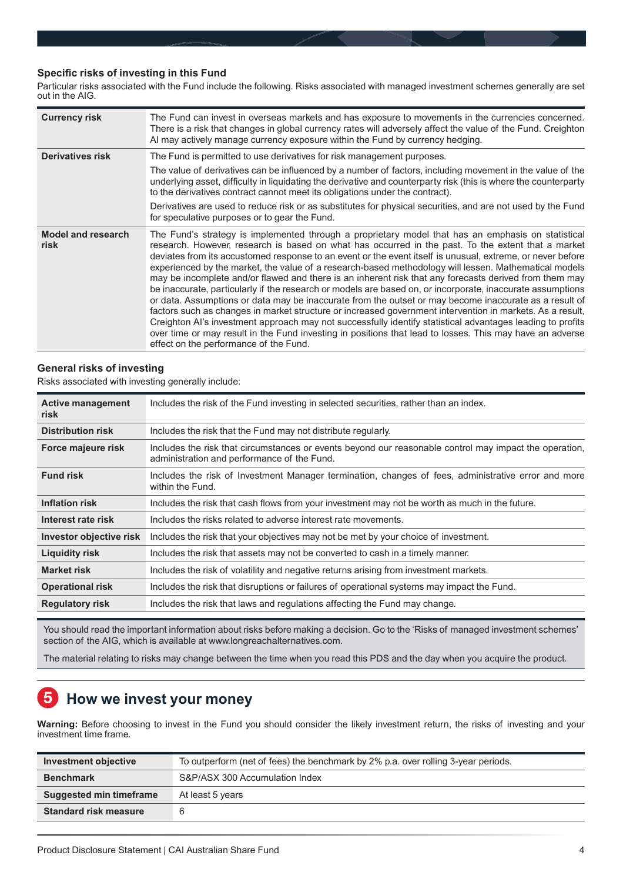### Specific risks of investing in this Fund

Particular risks associated with the Fund include the following. Risks associated with managed investment schemes generally are set out in the AIG.

| | |
|---|---|
| **Currency risk** | The Fund can invest in overseas markets and has exposure to movements in the currencies concerned. There is a risk that changes in global currency rates will adversely affect the value of the Fund. Creighton AI may actively manage currency exposure within the Fund by currency hedging. |
| **Derivatives risk** | The Fund is permitted to use derivatives for risk management purposes.<br><br>The value of derivatives can be influenced by a number of factors, including movement in the value of the underlying asset, difficulty in liquidating the derivative and counterparty risk (this is where the counterparty to the derivatives contract cannot meet its obligations under the contract).<br><br>Derivatives are used to reduce risk or as substitutes for physical securities, and are not used by the Fund for speculative purposes or to gear the Fund. |
| **Model and research risk** | The Fund's strategy is implemented through a proprietary model that has an emphasis on statistical research. However, research is based on what has occurred in the past. To the extent that a market deviates from its accustomed response to an event or the event itself is unusual, extreme, or never before experienced by the market, the value of a research-based methodology will lessen. Mathematical models may be incomplete and/or flawed and there is an inherent risk that any forecasts derived from them may be inaccurate, particularly if the research or models are based on, or incorporate, inaccurate assumptions or data. Assumptions or data may be inaccurate from the outset or may become inaccurate as a result of factors such as changes in market structure or increased government intervention in markets. As a result, Creighton AI's investment approach may not successfully identify statistical advantages leading to profits over time or may result in the Fund investing in positions that lead to losses. This may have an adverse effect on the performance of the Fund. |

### General risks of investing

Risks associated with investing generally include:

| | |
|---|---|
| **Active management risk** | Includes the risk of the Fund investing in selected securities, rather than an index. |
| **Distribution risk** | Includes the risk that the Fund may not distribute regularly. |
| **Force majeure risk** | Includes the risk that circumstances or events beyond our reasonable control may impact the operation, administration and performance of the Fund. |
| **Fund risk** | Includes the risk of Investment Manager termination, changes of fees, administrative error and more within the Fund. |
| **Inflation risk** | Includes the risk that cash flows from your investment may not be worth as much in the future. |
| **Interest rate risk** | Includes the risks related to adverse interest rate movements. |
| **Investor objective risk** | Includes the risk that your objectives may not be met by your choice of investment. |
| **Liquidity risk** | Includes the risk that assets may not be converted to cash in a timely manner. |
| **Market risk** | Includes the risk of volatility and negative returns arising from investment markets. |
| **Operational risk** | Includes the risk that disruptions or failures of operational systems may impact the Fund. |
| **Regulatory risk** | Includes the risk that laws and regulations affecting the Fund may change. |

You should read the important information about risks before making a decision. Go to the 'Risks of managed investment schemes' section of the AIG, which is available at www.longreachalternatives.com.

The material relating to risks may change between the time when you read this PDS and the day when you acquire the product.

## 5 How we invest your money

**Warning:** Before choosing to invest in the Fund you should consider the likely investment return, the risks of investing and your investment time frame.

| | |
|---|---|
| **Investment objective** | To outperform (net of fees) the benchmark by 2% p.a. over rolling 3-year periods. |
| **Benchmark** | S&P/ASX 300 Accumulation Index |
| **Suggested min timeframe** | At least 5 years |
| **Standard risk measure** | 6 |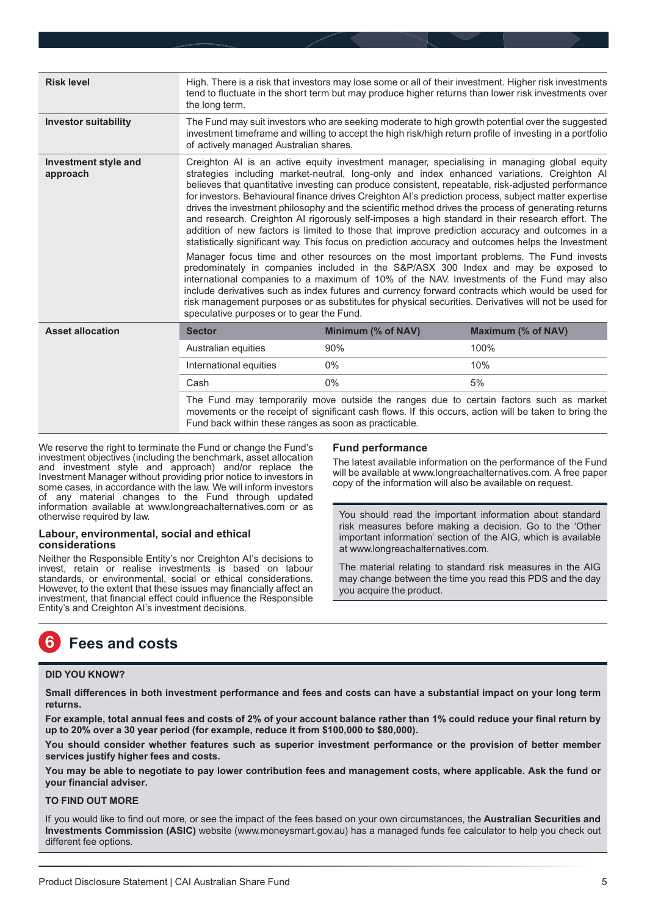| | |
|---|---|
| **Risk level** | High. There is a risk that investors may lose some or all of their investment. Higher risk investments tend to fluctuate in the short term but may produce higher returns than lower risk investments over the long term. |
| **Investor suitability** | The Fund may suit investors who are seeking moderate to high growth potential over the suggested investment timeframe and willing to accept the high risk/high return profile of investing in a portfolio of actively managed Australian shares. |
| **Investment style and approach** | Creighton AI is an active equity investment manager, specialising in managing global equity strategies including market-neutral, long-only and index enhanced variations. Creighton AI believes that quantitative investing can produce consistent, repeatable, risk-adjusted performance for investors. Behavioural finance drives Creighton AI's prediction process, subject matter expertise drives the investment philosophy and the scientific method drives the process of generating returns and research. Creighton AI rigorously self-imposes a high standard in their research effort. The addition of new factors is limited to those that improve prediction accuracy and outcomes in a statistically significant way. This focus on prediction accuracy and outcomes helps the Investment Manager focus time and other resources on the most important problems. The Fund invests predominately in companies included in the S&P/ASX 300 Index and may be exposed to international companies to a maximum of 10% of the NAV. Investments of the Fund may also include derivatives such as index futures and currency forward contracts which would be used for risk management purposes or as substitutes for physical securities. Derivatives will not be used for speculative purposes or to gear the Fund. |

**Asset allocation**

| Sector | Minimum (% of NAV) | Maximum (% of NAV) |
|---|---|---|
| Australian equities | 90% | 100% |
| International equities | 0% | 10% |
| Cash | 0% | 5% |

The Fund may temporarily move outside the ranges due to certain factors such as market movements or the receipt of significant cash flows. If this occurs, action will be taken to bring the Fund back within these ranges as soon as practicable.

We reserve the right to terminate the Fund or change the Fund's investment objectives (including the benchmark, asset allocation and investment style and approach) and/or replace the Investment Manager without providing prior notice to investors in some cases, in accordance with the law. We will inform investors of any material changes to the Fund through updated information available at www.longreachalternatives.com or as otherwise required by law.

### Labour, environmental, social and ethical considerations

Neither the Responsible Entity's nor Creighton AI's decisions to invest, retain or realise investments is based on labour standards, or environmental, social or ethical considerations. However, to the extent that these issues may financially affect an investment, that financial effect could influence the Responsible Entity's and Creighton AI's investment decisions.

### Fund performance

The latest available information on the performance of the Fund will be available at www.longreachalternatives.com. A free paper copy of the information will also be available on request.

You should read the important information about standard risk measures before making a decision. Go to the 'Other important information' section of the AIG, which is available at www.longreachalternatives.com.

The material relating to standard risk measures in the AIG may change between the time you read this PDS and the day you acquire the product.

## 6 Fees and costs

**DID YOU KNOW?**

**Small differences in both investment performance and fees and costs can have a substantial impact on your long term returns.**

**For example, total annual fees and costs of 2% of your account balance rather than 1% could reduce your final return by up to 20% over a 30 year period (for example, reduce it from $100,000 to $80,000).**

**You should consider whether features such as superior investment performance or the provision of better member services justify higher fees and costs.**

**You may be able to negotiate to pay lower contribution fees and management costs, where applicable. Ask the fund or your financial adviser.**

**TO FIND OUT MORE**

If you would like to find out more, or see the impact of the fees based on your own circumstances, the **Australian Securities and Investments Commission (ASIC)** website (www.moneysmart.gov.au) has a managed funds fee calculator to help you check out different fee options.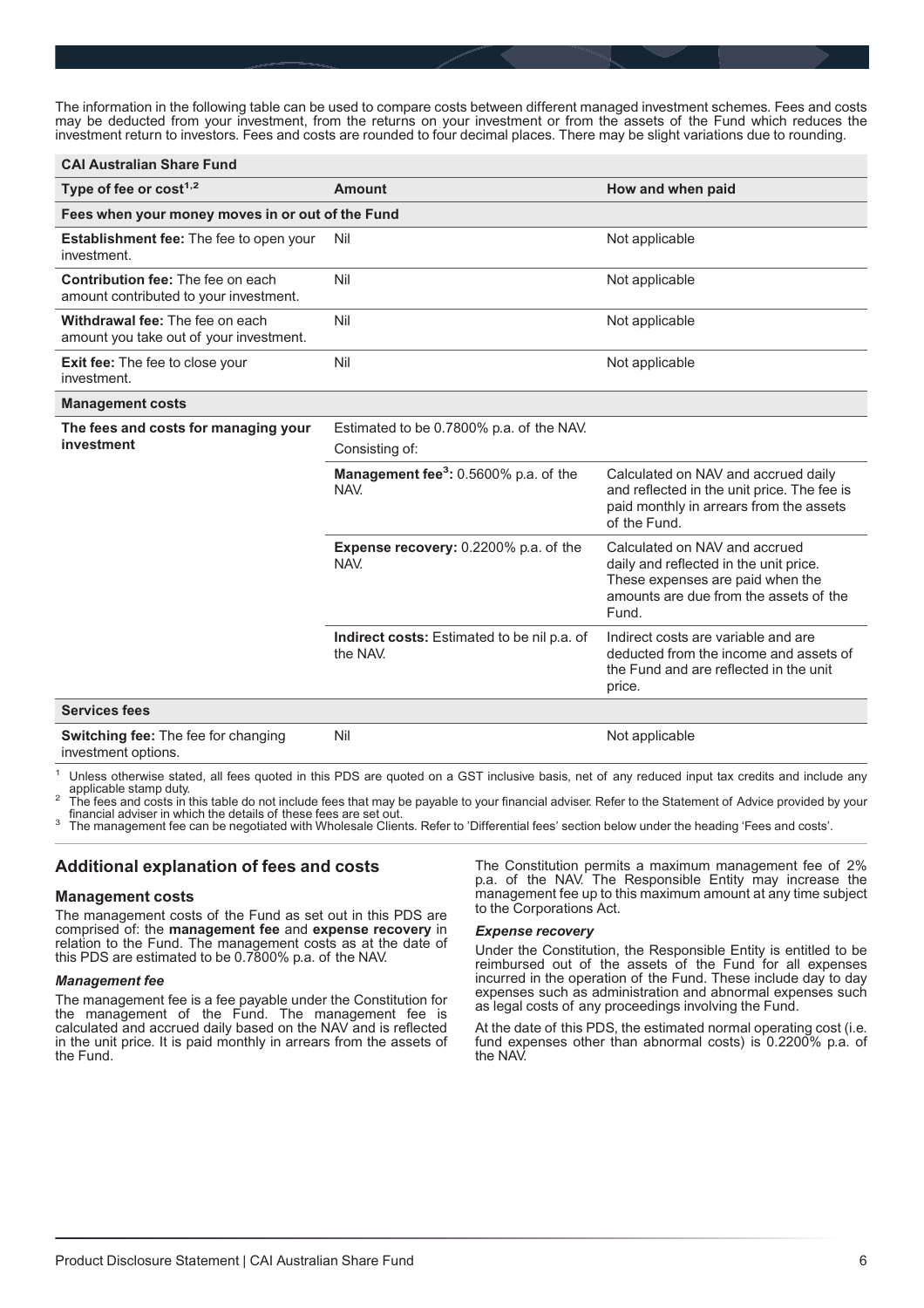The information in the following table can be used to compare costs between different managed investment schemes. Fees and costs may be deducted from your investment, from the returns on your investment or from the assets of the Fund which reduces the investment return to investors. Fees and costs are rounded to four decimal places. There may be slight variations due to rounding.

| **CAI Australian Share Fund** | | |
|---|---|---|
| **Type of fee or cost[1,2]** | **Amount** | **How and when paid** |
| **Fees when your money moves in or out of the Fund** | | |
| **Establishment fee:** The fee to open your investment. | Nil | Not applicable |
| **Contribution fee:** The fee on each amount contributed to your investment. | Nil | Not applicable |
| **Withdrawal fee:** The fee on each amount you take out of your investment. | Nil | Not applicable |
| **Exit fee:** The fee to close your investment. | Nil | Not applicable |
| **Management costs** | | |
| **The fees and costs for managing your investment** | Estimated to be 0.7800% p.a. of the NAV. Consisting of: | |
| | **Management fee[3]:** 0.5600% p.a. of the NAV. | Calculated on NAV and accrued daily and reflected in the unit price. The fee is paid monthly in arrears from the assets of the Fund. |
| | **Expense recovery:** 0.2200% p.a. of the NAV. | Calculated on NAV and accrued daily and reflected in the unit price. These expenses are paid when the amounts are due from the assets of the Fund. |
| | **Indirect costs:** Estimated to be nil p.a. of the NAV. | Indirect costs are variable and are deducted from the income and assets of the Fund and are reflected in the unit price. |
| **Services fees** | | |
| **Switching fee:** The fee for changing investment options. | Nil | Not applicable |

1 Unless otherwise stated, all fees quoted in this PDS are quoted on a GST inclusive basis, net of any reduced input tax credits and include any applicable stamp duty.
2 The fees and costs in this table do not include fees that may be payable to your financial adviser. Refer to the Statement of Advice provided by your financial adviser in which the details of these fees are set out.
3 The management fee can be negotiated with Wholesale Clients. Refer to 'Differential fees' section below under the heading 'Fees and costs'.

## Additional explanation of fees and costs

### Management costs

The management costs of the Fund as set out in this PDS are comprised of: the **management fee** and **expense recovery** in relation to the Fund. The management costs as at the date of this PDS are estimated to be 0.7800% p.a. of the NAV.

#### *Management fee*

The management fee is a fee payable under the Constitution for the management of the Fund. The management fee is calculated and accrued daily based on the NAV and is reflected in the unit price. It is paid monthly in arrears from the assets of the Fund.

The Constitution permits a maximum management fee of 2% p.a. of the NAV. The Responsible Entity may increase the management fee up to this maximum amount at any time subject to the Corporations Act.

#### *Expense recovery*

Under the Constitution, the Responsible Entity is entitled to be reimbursed out of the assets of the Fund for all expenses incurred in the operation of the Fund. These include day to day expenses such as administration and abnormal expenses such as legal costs of any proceedings involving the Fund.

At the date of this PDS, the estimated normal operating cost (i.e. fund expenses other than abnormal costs) is 0.2200% p.a. of the NAV.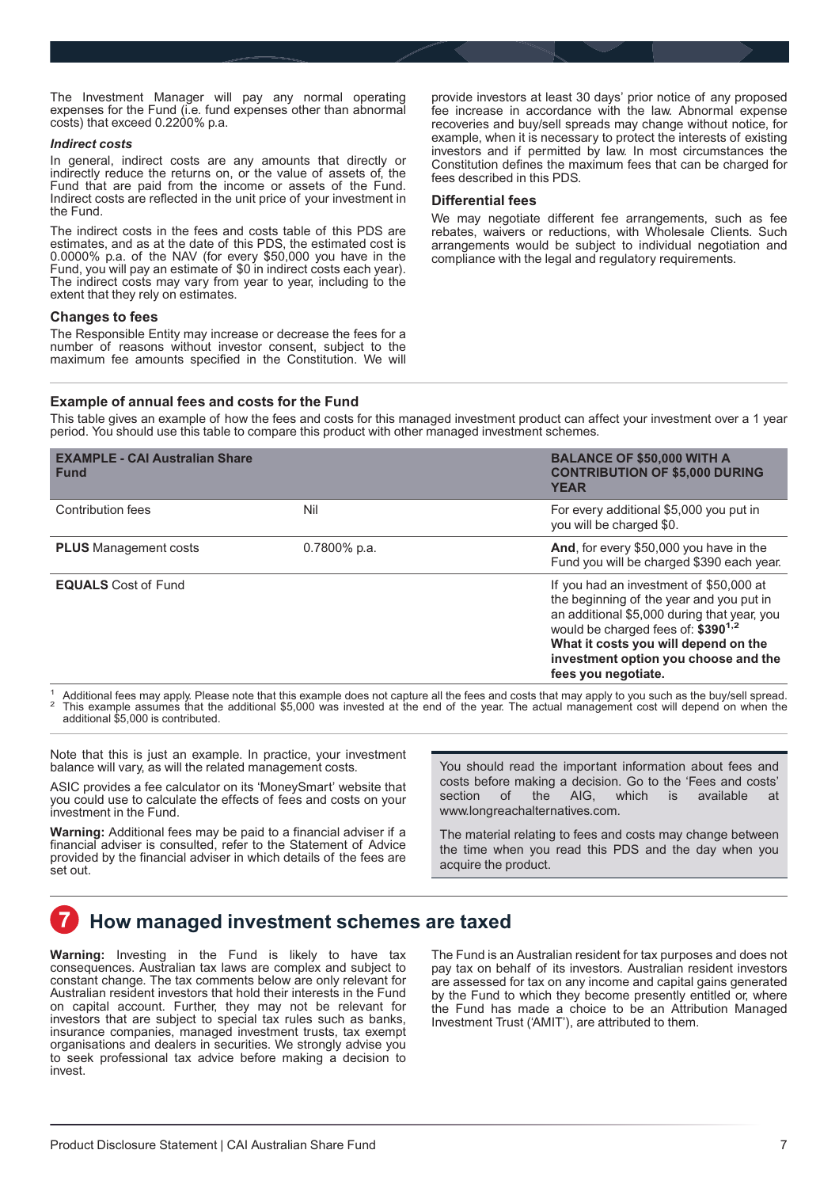The Investment Manager will pay any normal operating expenses for the Fund (i.e. fund expenses other than abnormal costs) that exceed 0.2200% p.a.

***Indirect costs***

In general, indirect costs are any amounts that directly or indirectly reduce the returns on, or the value of assets of, the Fund that are paid from the income or assets of the Fund. Indirect costs are reflected in the unit price of your investment in the Fund.

The indirect costs in the fees and costs table of this PDS are estimates, and as at the date of this PDS, the estimated cost is 0.0000% p.a. of the NAV (for every $50,000 you have in the Fund, you will pay an estimate of $0 in indirect costs each year). The indirect costs may vary from year to year, including to the extent that they rely on estimates.

### Changes to fees

The Responsible Entity may increase or decrease the fees for a number of reasons without investor consent, subject to the maximum fee amounts specified in the Constitution. We will provide investors at least 30 days' prior notice of any proposed fee increase in accordance with the law. Abnormal expense recoveries and buy/sell spreads may change without notice, for example, when it is necessary to protect the interests of existing investors and if permitted by law. In most circumstances the Constitution defines the maximum fees that can be charged for fees described in this PDS.

### Differential fees

We may negotiate different fee arrangements, such as fee rebates, waivers or reductions, with Wholesale Clients. Such arrangements would be subject to individual negotiation and compliance with the legal and regulatory requirements.

### Example of annual fees and costs for the Fund

This table gives an example of how the fees and costs for this managed investment product can affect your investment over a 1 year period. You should use this table to compare this product with other managed investment schemes.

| **EXAMPLE - CAI Australian Share Fund** | | **BALANCE OF $50,000 WITH A CONTRIBUTION OF $5,000 DURING YEAR** |
|---|---|---|
| Contribution fees | Nil | For every additional $5,000 you put in you will be charged $0. |
| **PLUS** Management costs | 0.7800% p.a. | **And**, for every $50,000 you have in the Fund you will be charged $390 each year. |
| **EQUALS** Cost of Fund | | If you had an investment of $50,000 at the beginning of the year and you put in an additional $5,000 during that year, you would be charged fees of: **$390**[1,2] **What it costs you will depend on the investment option you choose and the fees you negotiate.** |

1 Additional fees may apply. Please note that this example does not capture all the fees and costs that may apply to you such as the buy/sell spread.
2 This example assumes that the additional $5,000 was invested at the end of the year. The actual management cost will depend on when the additional $5,000 is contributed.

Note that this is just an example. In practice, your investment balance will vary, as will the related management costs.

ASIC provides a fee calculator on its 'MoneySmart' website that you could use to calculate the effects of fees and costs on your investment in the Fund.

**Warning:** Additional fees may be paid to a financial adviser if a financial adviser is consulted, refer to the Statement of Advice provided by the financial adviser in which details of the fees are set out.

You should read the important information about fees and costs before making a decision. Go to the 'Fees and costs' section of the AIG, which is available at www.longreachalternatives.com.

The material relating to fees and costs may change between the time when you read this PDS and the day when you acquire the product.

## 7 How managed investment schemes are taxed

**Warning:** Investing in the Fund is likely to have tax consequences. Australian tax laws are complex and subject to constant change. The tax comments below are only relevant for Australian resident investors that hold their interests in the Fund on capital account. Further, they may not be relevant for investors that are subject to special tax rules such as banks, insurance companies, managed investment trusts, tax exempt organisations and dealers in securities. We strongly advise you to seek professional tax advice before making a decision to invest.

The Fund is an Australian resident for tax purposes and does not pay tax on behalf of its investors. Australian resident investors are assessed for tax on any income and capital gains generated by the Fund to which they become presently entitled or, where the Fund has made a choice to be an Attribution Managed Investment Trust ('AMIT'), are attributed to them.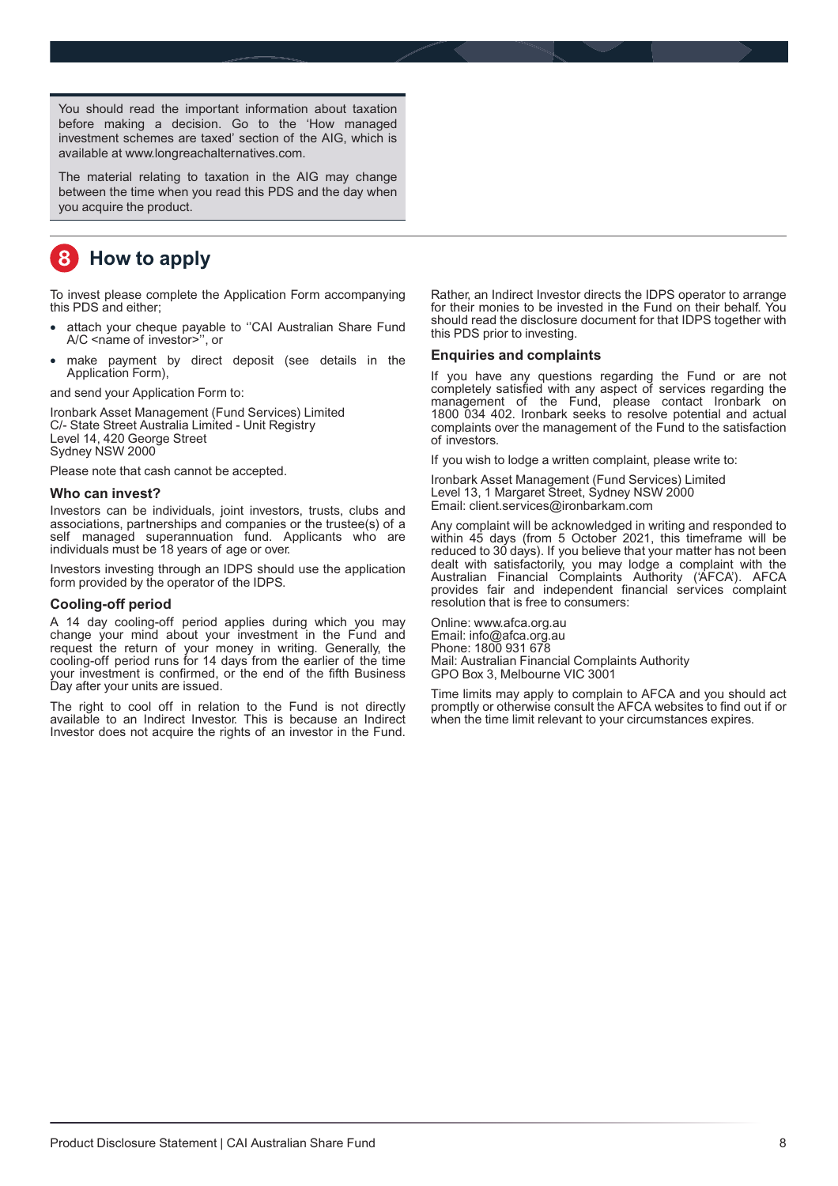You should read the important information about taxation before making a decision. Go to the 'How managed investment schemes are taxed' section of the AIG, which is available at www.longreachalternatives.com.

The material relating to taxation in the AIG may change between the time when you read this PDS and the day when you acquire the product.

## 8 How to apply

To invest please complete the Application Form accompanying this PDS and either;

- attach your cheque payable to ''CAI Australian Share Fund A/C <name of investor>'', or
- make payment by direct deposit (see details in the Application Form),

and send your Application Form to:

Ironbark Asset Management (Fund Services) Limited
C/- State Street Australia Limited - Unit Registry
Level 14, 420 George Street
Sydney NSW 2000

Please note that cash cannot be accepted.

### Who can invest?

Investors can be individuals, joint investors, trusts, clubs and associations, partnerships and companies or the trustee(s) of a self managed superannuation fund. Applicants who are individuals must be 18 years of age or over.

Investors investing through an IDPS should use the application form provided by the operator of the IDPS.

### Cooling-off period

A 14 day cooling-off period applies during which you may change your mind about your investment in the Fund and request the return of your money in writing. Generally, the cooling-off period runs for 14 days from the earlier of the time your investment is confirmed, or the end of the fifth Business Day after your units are issued.

The right to cool off in relation to the Fund is not directly available to an Indirect Investor. This is because an Indirect Investor does not acquire the rights of an investor in the Fund. Rather, an Indirect Investor directs the IDPS operator to arrange for their monies to be invested in the Fund on their behalf. You should read the disclosure document for that IDPS together with this PDS prior to investing.

### Enquiries and complaints

If you have any questions regarding the Fund or are not completely satisfied with any aspect of services regarding the management of the Fund, please contact Ironbark on 1800 034 402. Ironbark seeks to resolve potential and actual complaints over the management of the Fund to the satisfaction of investors.

If you wish to lodge a written complaint, please write to:

Ironbark Asset Management (Fund Services) Limited
Level 13, 1 Margaret Street, Sydney NSW 2000
Email: client.services@ironbarkam.com

Any complaint will be acknowledged in writing and responded to within 45 days (from 5 October 2021, this timeframe will be reduced to 30 days). If you believe that your matter has not been dealt with satisfactorily, you may lodge a complaint with the Australian Financial Complaints Authority ('AFCA'). AFCA provides fair and independent financial services complaint resolution that is free to consumers:

Online: www.afca.org.au
Email: info@afca.org.au
Phone: 1800 931 678
Mail: Australian Financial Complaints Authority
GPO Box 3, Melbourne VIC 3001

Time limits may apply to complain to AFCA and you should act promptly or otherwise consult the AFCA websites to find out if or when the time limit relevant to your circumstances expires.